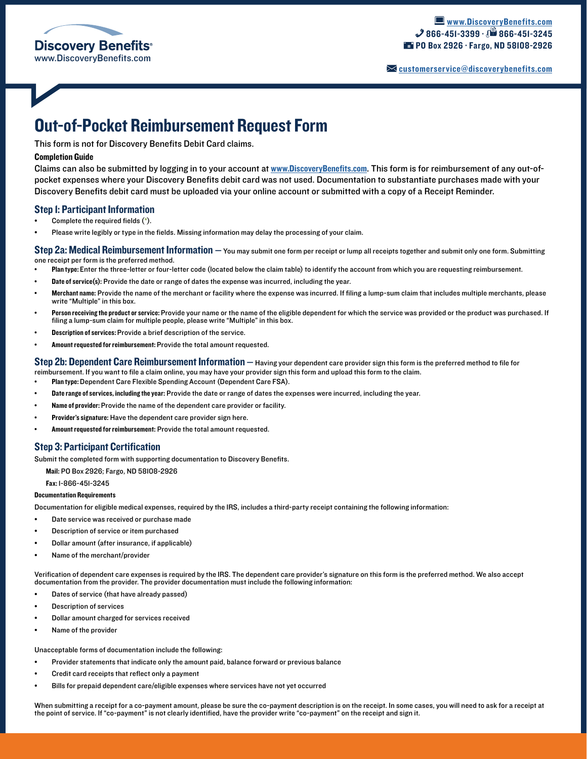Discovery Benefits®
www.DiscoveryBenefits.com

www.DiscoveryBenefits.com
866-451-3399 · 866-451-3245
PO Box 2926 · Fargo, ND 58108-2926

customerservice@discoverybenefits.com

# Out-of-Pocket Reimbursement Request Form

This form is not for Discovery Benefits Debit Card claims.

**Completion Guide**

Claims can also be submitted by logging in to your account at www.DiscoveryBenefits.com. This form is for reimbursement of any out-of-pocket expenses where your Discovery Benefits debit card was not used. Documentation to substantiate purchases made with your Discovery Benefits debit card must be uploaded via your online account or submitted with a copy of a Receipt Reminder.

## Step 1: Participant Information

- Complete the required fields (*).
- Please write legibly or type in the fields. Missing information may delay the processing of your claim.

## Step 2a: Medical Reimbursement Information — You may submit one form per receipt or lump all receipts together and submit only one form. Submitting one receipt per form is the preferred method.

- **Plan type:** Enter the three-letter or four-letter code (located below the claim table) to identify the account from which you are requesting reimbursement.
- **Date of service(s):** Provide the date or range of dates the expense was incurred, including the year.
- **Merchant name:** Provide the name of the merchant or facility where the expense was incurred. If filing a lump-sum claim that includes multiple merchants, please write "Multiple" in this box.
- **Person receiving the product or service:** Provide your name or the name of the eligible dependent for which the service was provided or the product was purchased. If filing a lump-sum claim for multiple people, please write "Multiple" in this box.
- **Description of services:** Provide a brief description of the service.
- **Amount requested for reimbursement:** Provide the total amount requested.

## Step 2b: Dependent Care Reimbursement Information — Having your dependent care provider sign this form is the preferred method to file for reimbursement. If you want to file a claim online, you may have your provider sign this form and upload this form to the claim.

- **Plan type:** Dependent Care Flexible Spending Account (Dependent Care FSA).
- **Date range of services, including the year:** Provide the date or range of dates the expenses were incurred, including the year.
- **Name of provider:** Provide the name of the dependent care provider or facility.
- **Provider's signature:** Have the dependent care provider sign here.
- **Amount requested for reimbursement:** Provide the total amount requested.

## Step 3: Participant Certification

Submit the completed form with supporting documentation to Discovery Benefits.

**Mail:** PO Box 2926; Fargo, ND 58108-2926

**Fax:** 1-866-451-3245

**Documentation Requirements**

Documentation for eligible medical expenses, required by the IRS, includes a third-party receipt containing the following information:

- Date service was received or purchase made
- Description of service or item purchased
- Dollar amount (after insurance, if applicable)
- Name of the merchant/provider

Verification of dependent care expenses is required by the IRS. The dependent care provider's signature on this form is the preferred method. We also accept documentation from the provider. The provider documentation must include the following information:

- Dates of service (that have already passed)
- Description of services
- Dollar amount charged for services received
- Name of the provider

Unacceptable forms of documentation include the following:

- Provider statements that indicate only the amount paid, balance forward or previous balance
- Credit card receipts that reflect only a payment
- Bills for prepaid dependent care/eligible expenses where services have not yet occurred

When submitting a receipt for a co-payment amount, please be sure the co-payment description is on the receipt. In some cases, you will need to ask for a receipt at the point of service. If "co-payment" is not clearly identified, have the provider write "co-payment" on the receipt and sign it.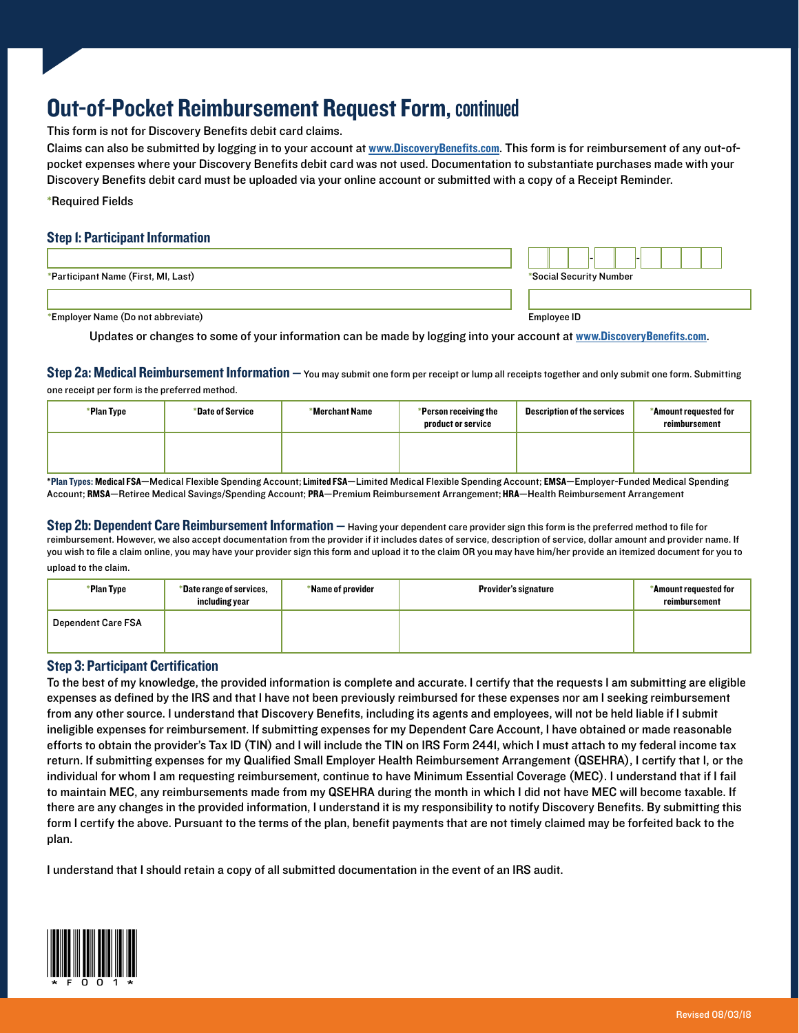# Out-of-Pocket Reimbursement Request Form, continued

This form is not for Discovery Benefits debit card claims.

Claims can also be submitted by logging in to your account at www.DiscoveryBenefits.com. This form is for reimbursement of any out-of-pocket expenses where your Discovery Benefits debit card was not used. Documentation to substantiate purchases made with your Discovery Benefits debit card must be uploaded via your online account or submitted with a copy of a Receipt Reminder.

*Required Fields

## Step 1: Participant Information

*Participant Name (First, MI, Last)

*Social Security Number

*Employer Name (Do not abbreviate)

Employee ID

Updates or changes to some of your information can be made by logging into your account at www.DiscoveryBenefits.com.

## Step 2a: Medical Reimbursement Information — You may submit one form per receipt or lump all receipts together and only submit one form. Submitting one receipt per form is the preferred method.

| *Plan Type | *Date of Service | *Merchant Name | *Person receiving the product or service | Description of the services | *Amount requested for reimbursement |
|---|---|---|---|---|---|
| | | | | | |

***Plan Types:** **Medical FSA**—Medical Flexible Spending Account; **Limited FSA**—Limited Medical Flexible Spending Account; **EMSA**—Employer-Funded Medical Spending Account; **RMSA**—Retiree Medical Savings/Spending Account; **PRA**—Premium Reimbursement Arrangement; **HRA**—Health Reimbursement Arrangement

## Step 2b: Dependent Care Reimbursement Information — Having your dependent care provider sign this form is the preferred method to file for reimbursement. However, we also accept documentation from the provider if it includes dates of service, description of service, dollar amount and provider name. If you wish to file a claim online, you may have your provider sign this form and upload it to the claim OR you may have him/her provide an itemized document for you to upload to the claim.

| *Plan Type | *Date range of services, including year | *Name of provider | Provider's signature | *Amount requested for reimbursement |
|---|---|---|---|---|
| Dependent Care FSA | | | | |

## Step 3: Participant Certification

To the best of my knowledge, the provided information is complete and accurate. I certify that the requests I am submitting are eligible expenses as defined by the IRS and that I have not been previously reimbursed for these expenses nor am I seeking reimbursement from any other source. I understand that Discovery Benefits, including its agents and employees, will not be held liable if I submit ineligible expenses for reimbursement. If submitting expenses for my Dependent Care Account, I have obtained or made reasonable efforts to obtain the provider's Tax ID (TIN) and I will include the TIN on IRS Form 2441, which I must attach to my federal income tax return. If submitting expenses for my Qualified Small Employer Health Reimbursement Arrangement (QSEHRA), I certify that I, or the individual for whom I am requesting reimbursement, continue to have Minimum Essential Coverage (MEC). I understand that if I fail to maintain MEC, any reimbursements made from my QSEHRA during the month in which I did not have MEC will become taxable. If there are any changes in the provided information, I understand it is my responsibility to notify Discovery Benefits. By submitting this form I certify the above. Pursuant to the terms of the plan, benefit payments that are not timely claimed may be forfeited back to the plan.

I understand that I should retain a copy of all submitted documentation in the event of an IRS audit.

*F001*

Revised 08/03/18